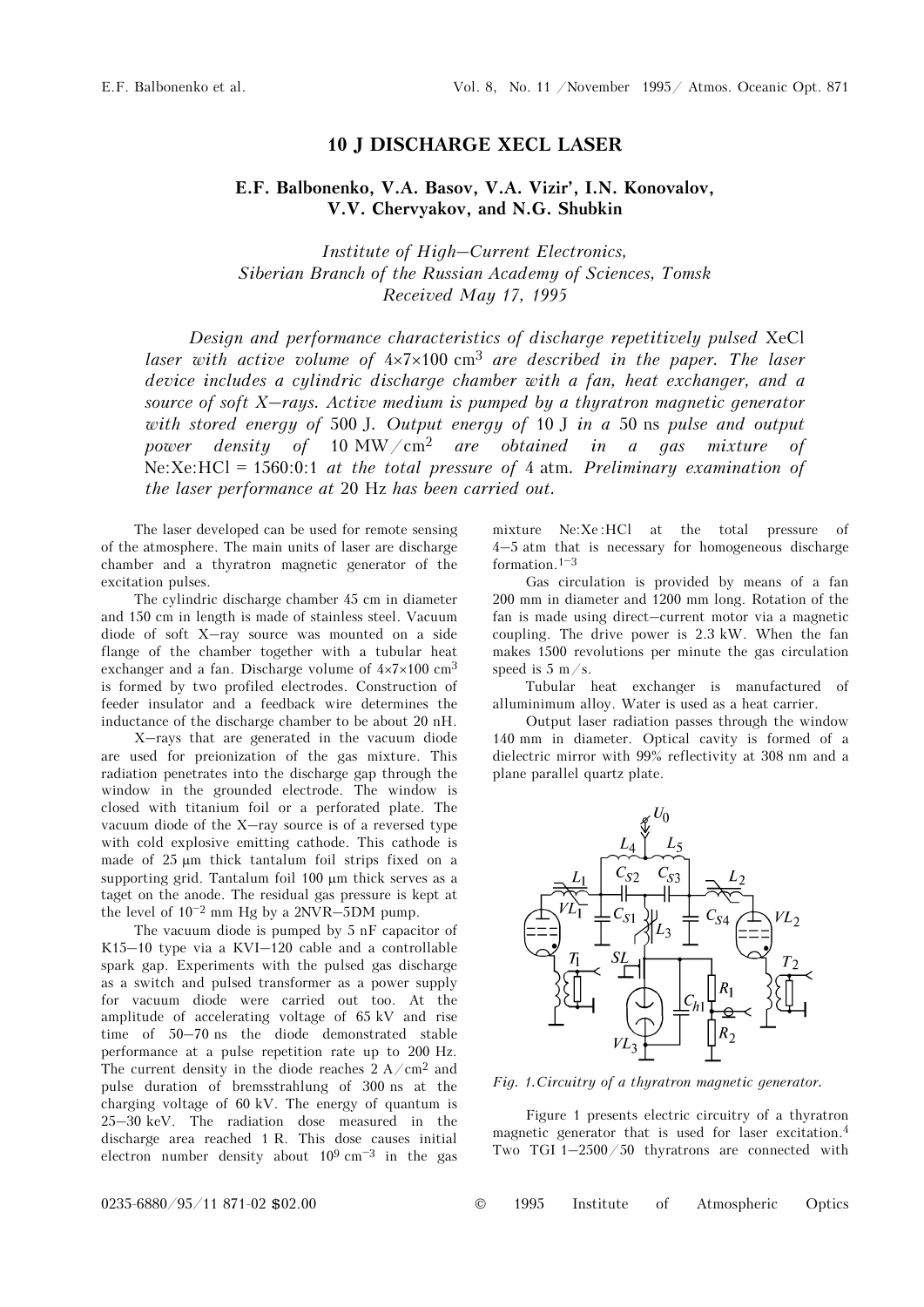# 10 J DISCHARGE XECL LASER

**E.F. Balbonenko, V.A. Basov, V.A. Vizir', I.N. Konovalov, V.V. Chervyakov, and N.G. Shubkin**

*Institute of High–Current Electronics, Siberian Branch of the Russian Academy of Sciences, Tomsk*
*Received May 17, 1995*

*Design and performance characteristics of discharge repetitively pulsed* XeCl *laser with active volume of* $4\times7\times100$ cm$^3$ *are described in the paper. The laser device includes a cylindric discharge chamber with a fan, heat exchanger, and a source of soft X–rays. Active medium is pumped by a thyratron magnetic generator with stored energy of* 500 J. *Output energy of* 10 J *in a* 50 ns *pulse and output power density of* 10 MW/cm$^2$ *are obtained in a gas mixture of* Ne:Xe:HCl = 1560:0:1 *at the total pressure of* 4 atm. *Preliminary examination of the laser performance at* 20 Hz *has been carried out.*

The laser developed can be used for remote sensing of the atmosphere. The main units of laser are discharge chamber and a thyratron magnetic generator of the excitation pulses.

The cylindric discharge chamber 45 cm in diameter and 150 cm in length is made of stainless steel. Vacuum diode of soft X–ray source was mounted on a side flange of the chamber together with a tubular heat exchanger and a fan. Discharge volume of $4\times7\times100$ cm$^3$ is formed by two profiled electrodes. Construction of feeder insulator and a feedback wire determines the inductance of the discharge chamber to be about 20 nH.

X–rays that are generated in the vacuum diode are used for preionization of the gas mixture. This radiation penetrates into the discharge gap through the window in the grounded electrode. The window is closed with titanium foil or a perforated plate. The vacuum diode of the X–ray source is of a reversed type with cold explosive emitting cathode. This cathode is made of 25 μm thick tantalum foil strips fixed on a supporting grid. Tantalum foil 100 μm thick serves as a taget on the anode. The residual gas pressure is kept at the level of $10^{-2}$ mm Hg by a 2NVR–5DM pump.

The vacuum diode is pumped by 5 nF capacitor of K15–10 type via a KVI–120 cable and a controllable spark gap. Experiments with the pulsed gas discharge as a switch and pulsed transformer as a power supply for vacuum diode were carried out too. At the amplitude of accelerating voltage of 65 kV and rise time of 50–70 ns the diode demonstrated stable performance at a pulse repetition rate up to 200 Hz. The current density in the diode reaches 2 A/cm$^2$ and pulse duration of bremsstrahlung of 300 ns at the charging voltage of 60 kV. The energy of quantum is 25–30 keV. The radiation dose measured in the discharge area reached 1 R. This dose causes initial electron number density about $10^9$ cm$^{-3}$ in the gas mixture Ne:Xe:HCl at the total pressure of 4–5 atm that is necessary for homogeneous discharge formation.[1–3]

Gas circulation is provided by means of a fan 200 mm in diameter and 1200 mm long. Rotation of the fan is made using direct–current motor via a magnetic coupling. The drive power is 2.3 kW. When the fan makes 1500 revolutions per minute the gas circulation speed is 5 m/s.

Tubular heat exchanger is manufactured of alluminimum alloy. Water is used as a heat carrier.

Output laser radiation passes through the window 140 mm in diameter. Optical cavity is formed of a dielectric mirror with 99% reflectivity at 308 nm and a plane parallel quartz plate.

*Fig. 1. Circuitry of a thyratron magnetic generator.*

Figure 1 presents electric circuitry of a thyratron magnetic generator that is used for laser excitation.[4] Two TGI 1–2500/50 thyratrons are connected with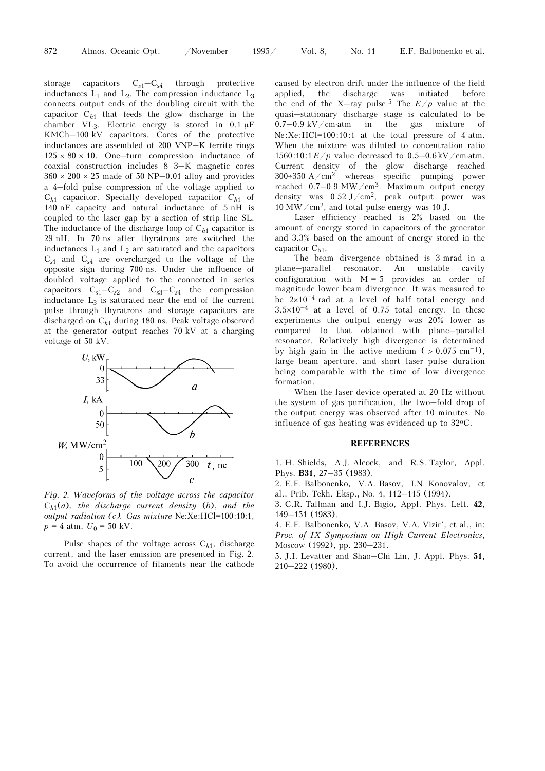storage capacitors $C_{s1}$–$C_{s4}$ through protective inductances $L_1$ and $L_2$. The compression inductance $L_3$ connects output ends of the doubling circuit with the capacitor $C_{h1}$ that feeds the glow discharge in the chamber $VL_3$. Electric energy is stored in 0.1 μF KMCh–100 kV capacitors. Cores of the protective inductances are assembled of 200 VNP–K ferrite rings 125 × 80 × 10. One–turn compression inductance of coaxial construction includes 8 3–K magnetic cores 360 × 200 × 25 made of 50 NP–0.01 alloy and provides a 4–fold pulse compression of the voltage applied to $C_{h1}$ capacitor. Specially developed capacitor $C_{h1}$ of 140 nF capacity and natural inductance of 5 nH is coupled to the laser gap by a section of strip line SL. The inductance of the discharge loop of $C_{h1}$ capacitor is 29 nH. In 70 ns after thyratrons are switched the inductances $L_1$ and $L_2$ are saturated and the capacitors $C_{s1}$ and $C_{s4}$ are overcharged to the voltage of the opposite sign during 700 ns. Under the influence of doubled voltage applied to the connected in series capacitors $C_{s1}$–$C_{s2}$ and $C_{s3}$–$C_{s4}$ the compression inductance $L_3$ is saturated near the end of the current pulse through thyratrons and storage capacitors are discharged on $C_{h1}$ during 180 ns. Peak voltage observed at the generator output reaches 70 kV at a charging voltage of 50 kV.

U, kW
0
33
a
I, kA
0
50
b
W, MW/cm²
0
5
100
200
300
t, nc
c

*Fig. 2. Waveforms of the voltage across the capacitor $C_{h1}$(a), the discharge current density (b), and the output radiation (c). Gas mixture Ne:Xe:HCl=100:10:1, $p$ = 4 atm, $U_0$ = 50 kV.*

Pulse shapes of the voltage across $C_{h1}$, discharge current, and the laser emission are presented in Fig. 2. To avoid the occurrence of filaments near the cathode caused by electron drift under the influence of the field applied, the discharge was initiated before the end of the X–ray pulse.[5] The $E/p$ value at the quasi–stationary discharge stage is calculated to be 0.7–0.9 kV/cm·atm in the gas mixture of Ne:Xe:HCl=100:10:1 at the total pressure of 4 atm. When the mixture was diluted to concentration ratio 1560:10:1 $E/p$ value decreased to 0.5–0.6 kV/cm·atm. Current density of the glow discharge reached 300÷350 A/cm² whereas specific pumping power reached 0.7–0.9 MW/cm³. Maximum output energy density was 0.52 J/cm², peak output power was 10 MW/cm², and total pulse energy was 10 J.

Laser efficiency reached is 2% based on the amount of energy stored in capacitors of the generator and 3.3% based on the amount of energy stored in the capacitor $C_{h1}$.

The beam divergence obtained is 3 mrad in a plane–parallel resonator. An unstable cavity configuration with M = 5 provides an order of magnitude lower beam divergence. It was measured to be $2\times10^{-4}$ rad at a level of half total energy and $3.5\times10^{-4}$ at a level of 0.75 total energy. In these experiments the output energy was 20% lower as compared to that obtained with plane–parallel resonator. Relatively high divergence is determined by high gain in the active medium ( > 0.075 cm$^{-1}$), large beam aperture, and short laser pulse duration being comparable with the time of low divergence formation.

When the laser device operated at 20 Hz without the system of gas purification, the two–fold drop of the output energy was observed after 10 minutes. No influence of gas heating was evidenced up to 32°C.

## REFERENCES

1. H. Shields, A.J. Alcock, and R.S. Taylor, Appl. Phys. **B31**, 27–35 (1983).
2. E.F. Balbonenko, V.A. Basov, I.N. Konovalov, et al., Prib. Tekh. Eksp., No. 4, 112–115 (1994).
3. C.R. Tallman and I.J. Bigio, Appl. Phys. Lett. **42**, 149–151 (1983).
4. E.F. Balbonenko, V.A. Basov, V.A. Vizir', et al., in: *Proc. of IX Symposium on High Current Electronics*, Moscow (1992), pp. 230–231.
5. J.I. Levatter and Shao–Chi Lin, J. Appl. Phys. **51,** 210–222 (1980).